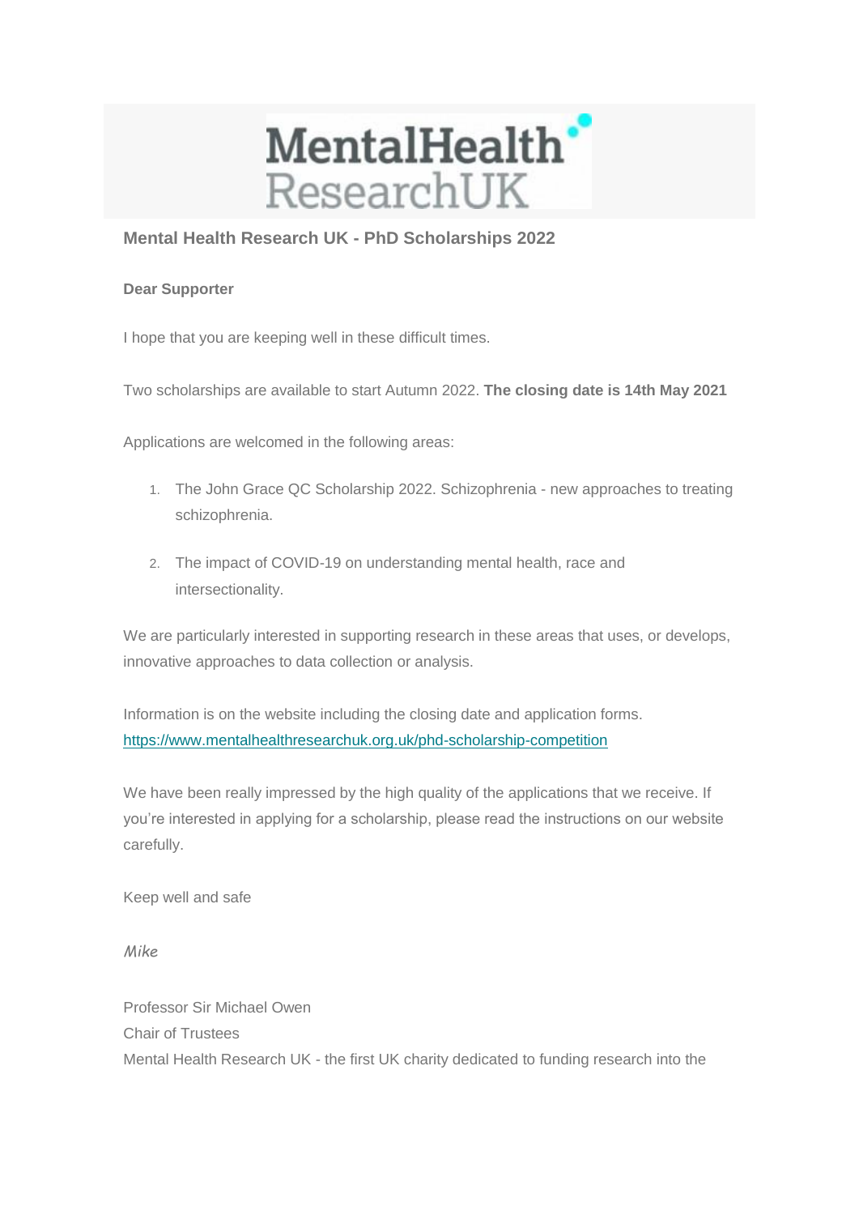MentalHealth ResearchUK

**Mental Health Research UK - PhD Scholarships 2022**

**Dear Supporter**

I hope that you are keeping well in these difficult times.

Two scholarships are available to start Autumn 2022. **The closing date is 14th May 2021**

Applications are welcomed in the following areas:

1. The John Grace QC Scholarship 2022. Schizophrenia - new approaches to treating schizophrenia.
2. The impact of COVID-19 on understanding mental health, race and intersectionality.

We are particularly interested in supporting research in these areas that uses, or develops, innovative approaches to data collection or analysis.

Information is on the website including the closing date and application forms.
https://www.mentalhealthresearchuk.org.uk/phd-scholarship-competition

We have been really impressed by the high quality of the applications that we receive. If you're interested in applying for a scholarship, please read the instructions on our website carefully.

Keep well and safe

*Mike*

Professor Sir Michael Owen
Chair of Trustees
Mental Health Research UK - the first UK charity dedicated to funding research into the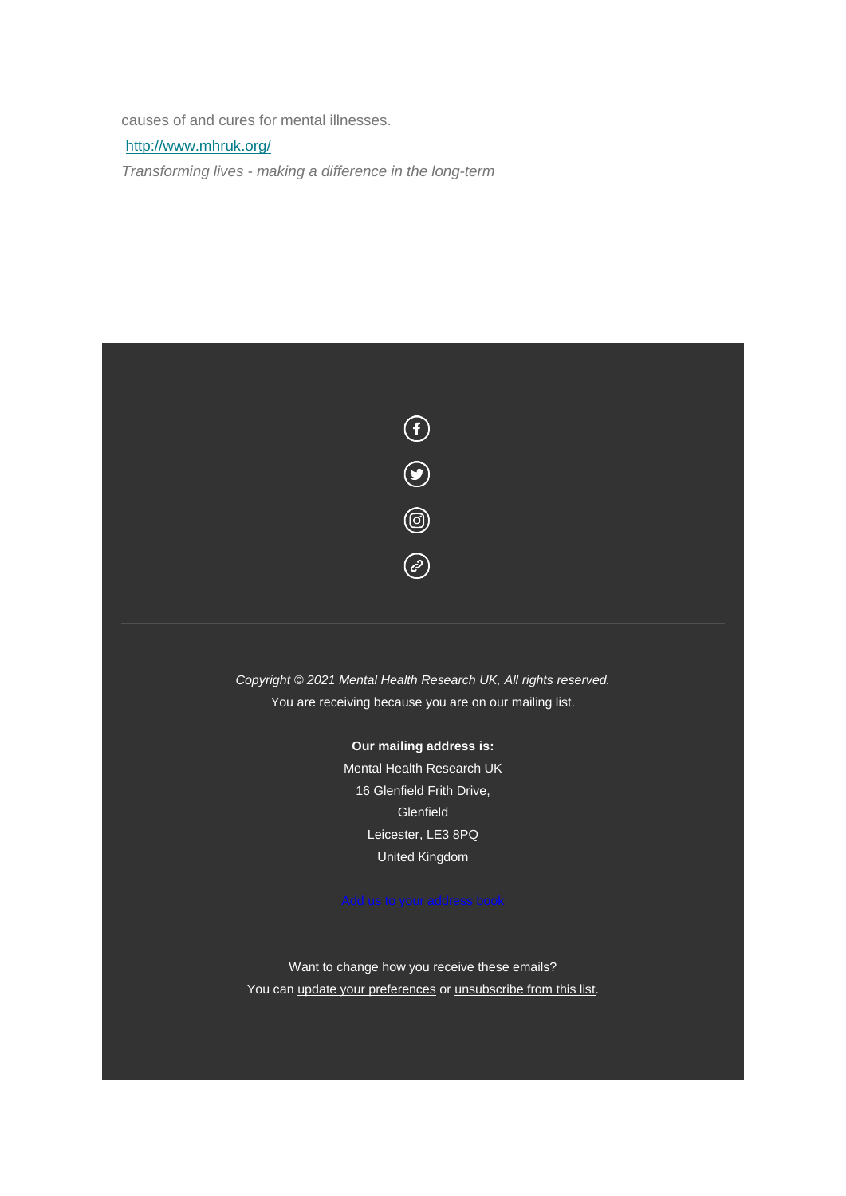causes of and cures for mental illnesses.

http://www.mhruk.org/

*Transforming lives - making a difference in the long-term*

---

*Copyright © 2021 Mental Health Research UK, All rights reserved.*
You are receiving because you are on our mailing list.

**Our mailing address is:**
Mental Health Research UK
16 Glenfield Frith Drive,
Glenfield
Leicester, LE3 8PQ
United Kingdom

Add us to your address book

Want to change how you receive these emails?
You can update your preferences or unsubscribe from this list.